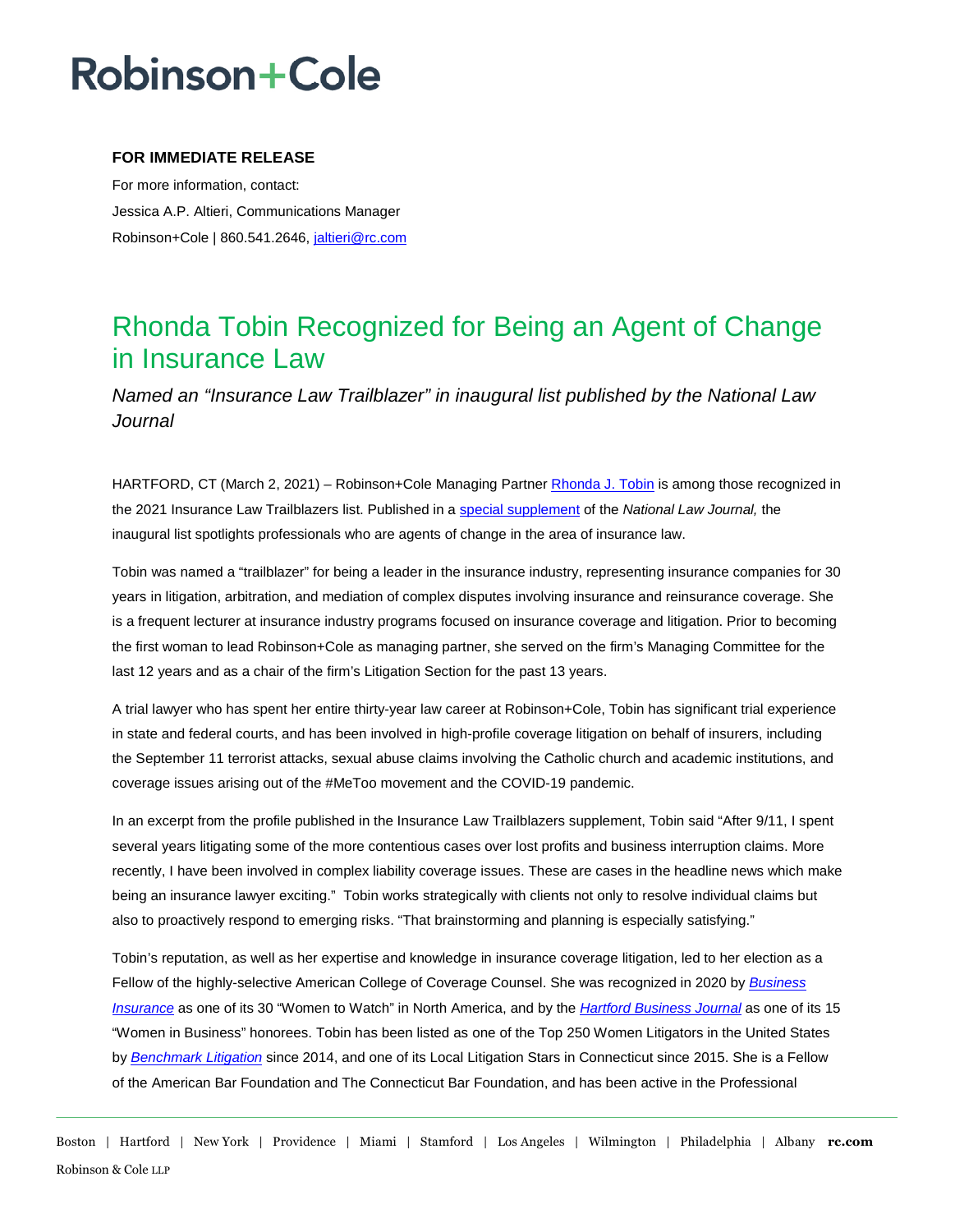# Robinson+Cole

**FOR IMMEDIATE RELEASE**

For more information, contact:
Jessica A.P. Altieri, Communications Manager
Robinson+Cole | 860.541.2646, jaltieri@rc.com

## Rhonda Tobin Recognized for Being an Agent of Change in Insurance Law

*Named an "Insurance Law Trailblazer" in inaugural list published by the National Law Journal*

HARTFORD, CT (March 2, 2021) – Robinson+Cole Managing Partner Rhonda J. Tobin is among those recognized in the 2021 Insurance Law Trailblazers list. Published in a special supplement of the *National Law Journal,* the inaugural list spotlights professionals who are agents of change in the area of insurance law.

Tobin was named a "trailblazer" for being a leader in the insurance industry, representing insurance companies for 30 years in litigation, arbitration, and mediation of complex disputes involving insurance and reinsurance coverage. She is a frequent lecturer at insurance industry programs focused on insurance coverage and litigation. Prior to becoming the first woman to lead Robinson+Cole as managing partner, she served on the firm's Managing Committee for the last 12 years and as a chair of the firm's Litigation Section for the past 13 years.

A trial lawyer who has spent her entire thirty-year law career at Robinson+Cole, Tobin has significant trial experience in state and federal courts, and has been involved in high-profile coverage litigation on behalf of insurers, including the September 11 terrorist attacks, sexual abuse claims involving the Catholic church and academic institutions, and coverage issues arising out of the #MeToo movement and the COVID-19 pandemic.

In an excerpt from the profile published in the Insurance Law Trailblazers supplement, Tobin said "After 9/11, I spent several years litigating some of the more contentious cases over lost profits and business interruption claims. More recently, I have been involved in complex liability coverage issues. These are cases in the headline news which make being an insurance lawyer exciting." Tobin works strategically with clients not only to resolve individual claims but also to proactively respond to emerging risks. "That brainstorming and planning is especially satisfying."

Tobin's reputation, as well as her expertise and knowledge in insurance coverage litigation, led to her election as a Fellow of the highly-selective American College of Coverage Counsel. She was recognized in 2020 by *Business Insurance* as one of its 30 "Women to Watch" in North America, and by the *Hartford Business Journal* as one of its 15 "Women in Business" honorees. Tobin has been listed as one of the Top 250 Women Litigators in the United States by *Benchmark Litigation* since 2014, and one of its Local Litigation Stars in Connecticut since 2015. She is a Fellow of the American Bar Foundation and The Connecticut Bar Foundation, and has been active in the Professional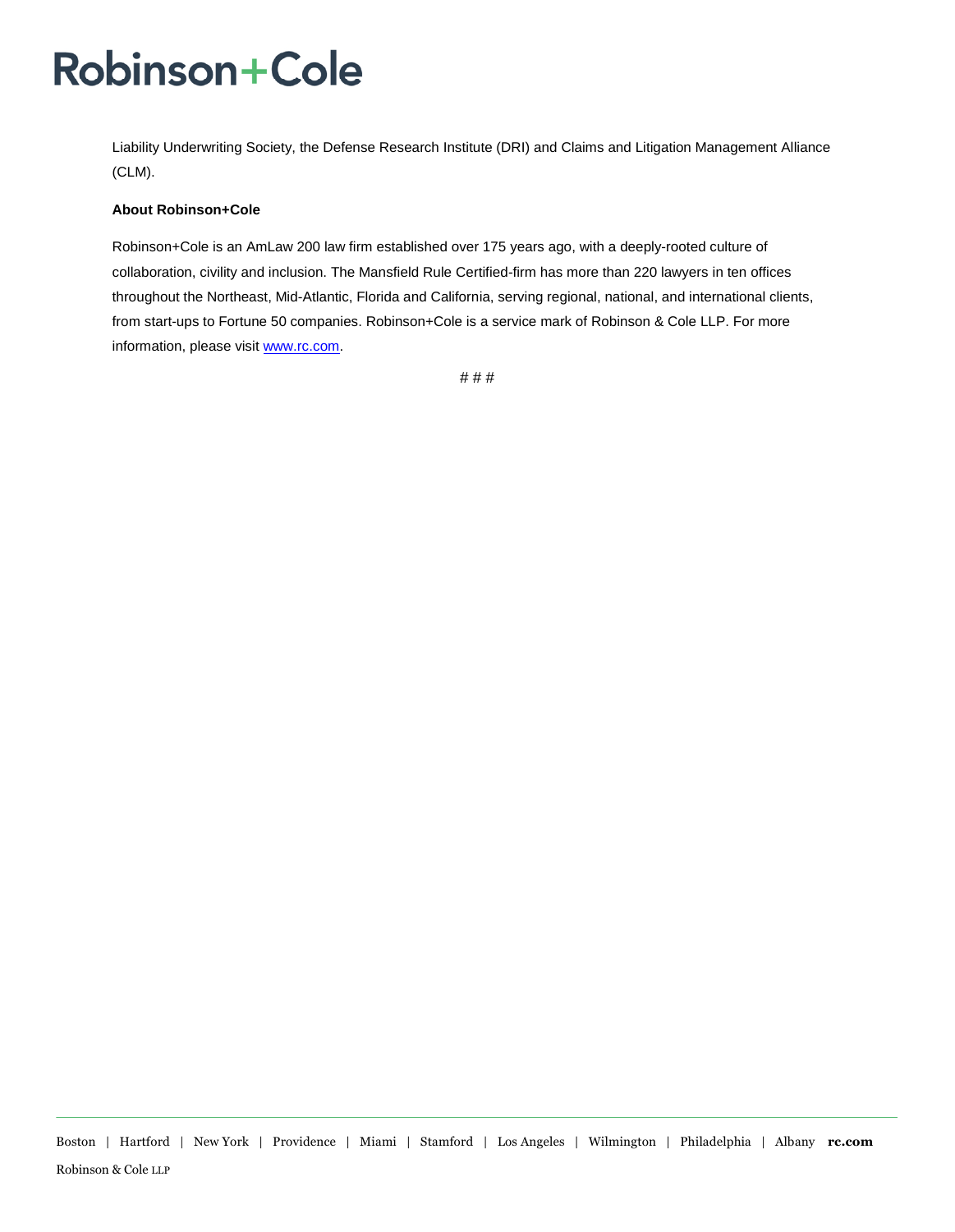Liability Underwriting Society, the Defense Research Institute (DRI) and Claims and Litigation Management Alliance (CLM).

**About Robinson+Cole**

Robinson+Cole is an AmLaw 200 law firm established over 175 years ago, with a deeply-rooted culture of collaboration, civility and inclusion. The Mansfield Rule Certified-firm has more than 220 lawyers in ten offices throughout the Northeast, Mid-Atlantic, Florida and California, serving regional, national, and international clients, from start-ups to Fortune 50 companies. Robinson+Cole is a service mark of Robinson & Cole LLP. For more information, please visit www.rc.com.

# # #